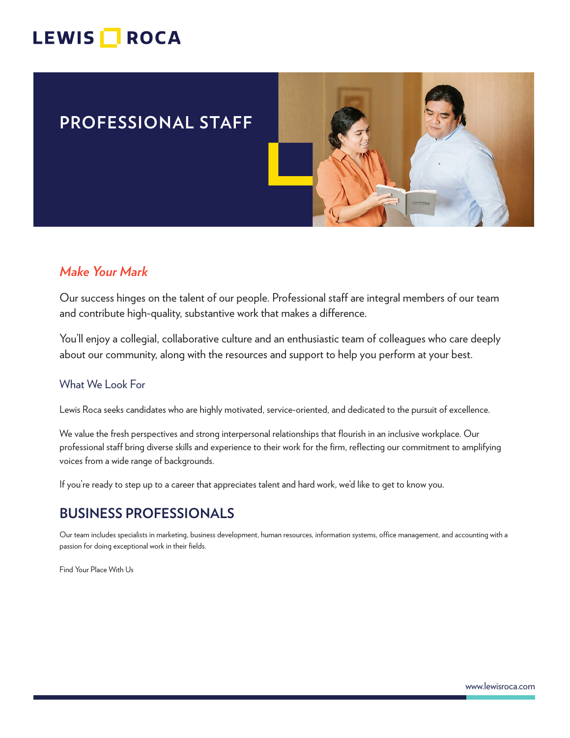# LEWIS ROCA

# PROFESSIONAL STAFF

## *Make Your Mark*

Our success hinges on the talent of our people. Professional staff are integral members of our team and contribute high-quality, substantive work that makes a difference.

You'll enjoy a collegial, collaborative culture and an enthusiastic team of colleagues who care deeply about our community, along with the resources and support to help you perform at your best.

### What We Look For

Lewis Roca seeks candidates who are highly motivated, service-oriented, and dedicated to the pursuit of excellence.

We value the fresh perspectives and strong interpersonal relationships that flourish in an inclusive workplace. Our professional staff bring diverse skills and experience to their work for the firm, reflecting our commitment to amplifying voices from a wide range of backgrounds.

If you're ready to step up to a career that appreciates talent and hard work, we'd like to get to know you.

## BUSINESS PROFESSIONALS

Our team includes specialists in marketing, business development, human resources, information systems, office management, and accounting with a passion for doing exceptional work in their fields.

Find Your Place With Us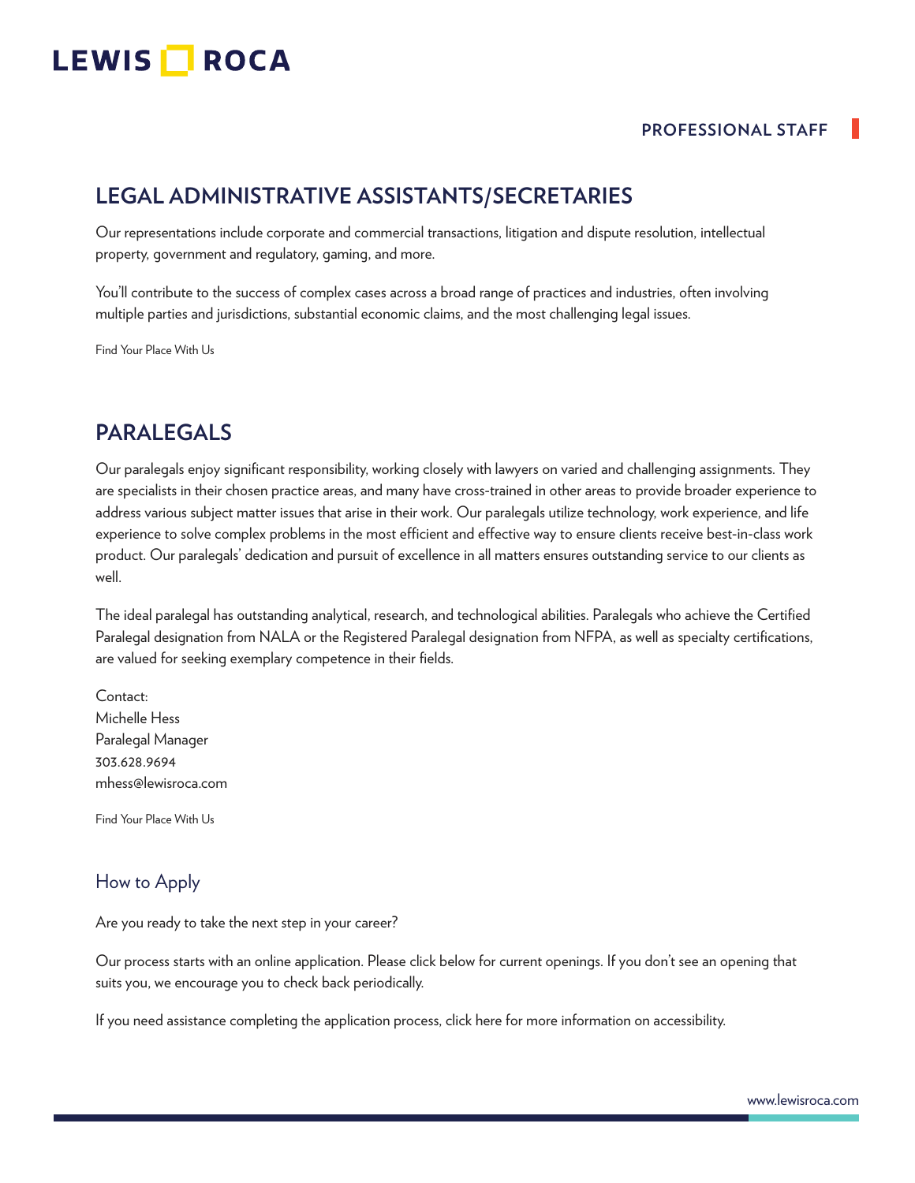## LEGAL ADMINISTRATIVE ASSISTANTS/SECRETARIES

Our representations include corporate and commercial transactions, litigation and dispute resolution, intellectual property, government and regulatory, gaming, and more.

You'll contribute to the success of complex cases across a broad range of practices and industries, often involving multiple parties and jurisdictions, substantial economic claims, and the most challenging legal issues.

Find Your Place With Us

## PARALEGALS

Our paralegals enjoy significant responsibility, working closely with lawyers on varied and challenging assignments. They are specialists in their chosen practice areas, and many have cross-trained in other areas to provide broader experience to address various subject matter issues that arise in their work. Our paralegals utilize technology, work experience, and life experience to solve complex problems in the most efficient and effective way to ensure clients receive best-in-class work product. Our paralegals' dedication and pursuit of excellence in all matters ensures outstanding service to our clients as well.

The ideal paralegal has outstanding analytical, research, and technological abilities. Paralegals who achieve the Certified Paralegal designation from NALA or the Registered Paralegal designation from NFPA, as well as specialty certifications, are valued for seeking exemplary competence in their fields.

Contact:
Michelle Hess
Paralegal Manager
303.628.9694
mhess@lewisroca.com

Find Your Place With Us

### How to Apply

Are you ready to take the next step in your career?

Our process starts with an online application. Please click below for current openings. If you don't see an opening that suits you, we encourage you to check back periodically.

If you need assistance completing the application process, click here for more information on accessibility.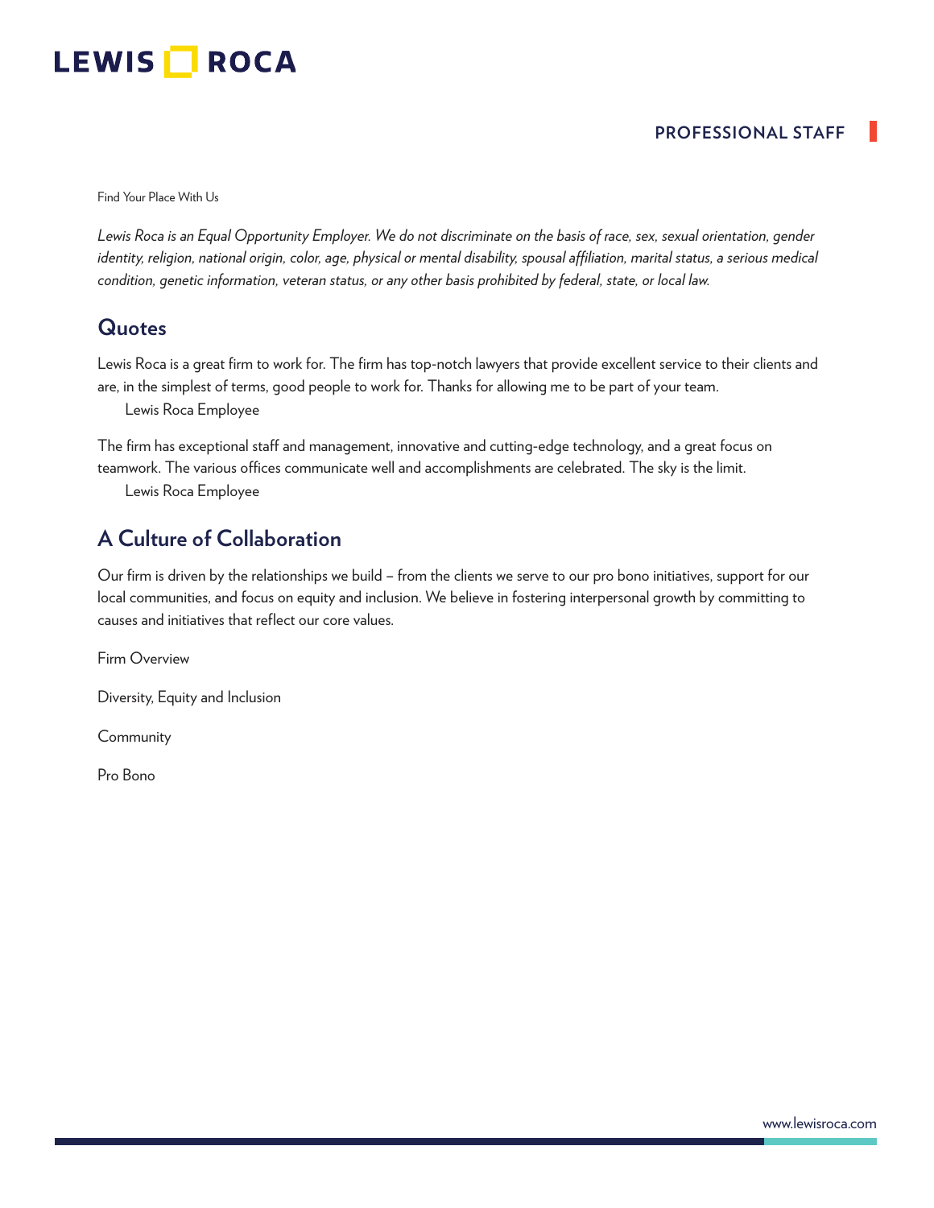Find Your Place With Us

*Lewis Roca is an Equal Opportunity Employer. We do not discriminate on the basis of race, sex, sexual orientation, gender identity, religion, national origin, color, age, physical or mental disability, spousal affiliation, marital status, a serious medical condition, genetic information, veteran status, or any other basis prohibited by federal, state, or local law.*

## Quotes

Lewis Roca is a great firm to work for. The firm has top-notch lawyers that provide excellent service to their clients and are, in the simplest of terms, good people to work for. Thanks for allowing me to be part of your team.

Lewis Roca Employee

The firm has exceptional staff and management, innovative and cutting-edge technology, and a great focus on teamwork. The various offices communicate well and accomplishments are celebrated. The sky is the limit.

Lewis Roca Employee

## A Culture of Collaboration

Our firm is driven by the relationships we build – from the clients we serve to our pro bono initiatives, support for our local communities, and focus on equity and inclusion. We believe in fostering interpersonal growth by committing to causes and initiatives that reflect our core values.

Firm Overview

Diversity, Equity and Inclusion

Community

Pro Bono